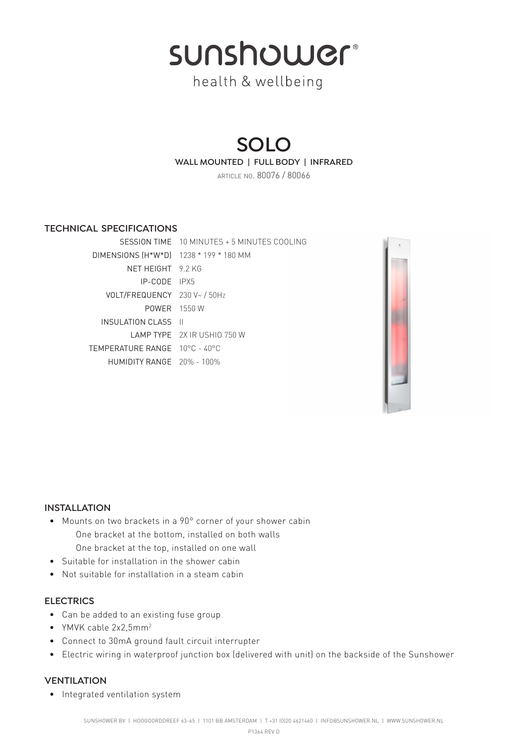# sunshower®

health & wellbeing

# SOLO

WALL MOUNTED | FULL BODY | INFRARED

ARTICLE NO. 80076 / 80066

## TECHNICAL SPECIFICATIONS

| | |
|---|---|
| SESSION TIME | 10 MINUTES + 5 MINUTES COOLING |
| DIMENSIONS (H*W*D) | 1238 * 199 * 180 MM |
| NET HEIGHT | 9.2 KG |
| IP-CODE | IPX5 |
| VOLT/FREQUENCY | 230 V~ / 50Hz |
| POWER | 1550 W |
| INSULATION CLASS | II |
| LAMP TYPE | 2X IR USHIO 750 W |
| TEMPERATURE RANGE | 10°C - 40°C |
| HUMIDITY RANGE | 20% - 100% |

## INSTALLATION

- Mounts on two brackets in a 90° corner of your shower cabin
  - One bracket at the bottom, installed on both walls
  - One bracket at the top, installed on one wall
- Suitable for installation in the shower cabin
- Not suitable for installation in a steam cabin

## ELECTRICS

- Can be added to an existing fuse group
- YMVK cable 2x2,5mm$^2$
- Connect to 30mA ground fault circuit interrupter
- Electric wiring in waterproof junction box (delivered with unit) on the backside of the Sunshower

## VENTILATION

- Integrated ventilation system

SUNSHOWER BV | HOOGOORDDREEF 63-65 | 1101 BB AMSTERDAM | T +31 (0)20 4621460 | INFO@SUNSHOWER.NL | WWW.SUNSHOWER.NL

P1364 REV D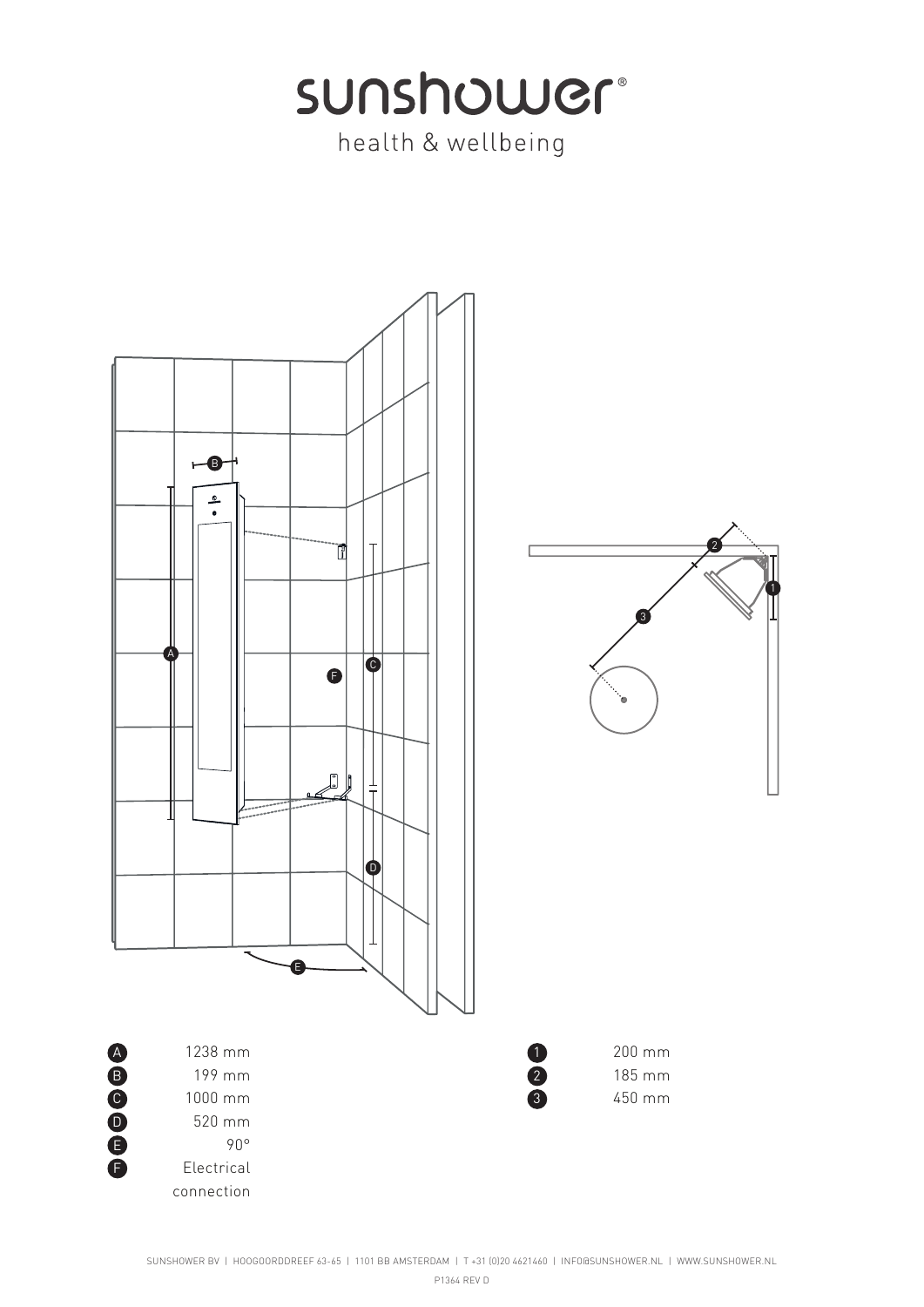sunshower®

health & wellbeing

| | | |
|---|---|---|
| A | 1238 mm | |
| B | 199 mm | |
| C | 1000 mm | |
| D | 520 mm | |
| E | 90° | |
| F | Electrical connection | |

| | |
|---|---|
| 1 | 200 mm |
| 2 | 185 mm |
| 3 | 450 mm |

SUNSHOWER BV | HOOGOORDDREEF 63-65 | 1101 BB AMSTERDAM | T +31 (0)20 4621460 | INFO@SUNSHOWER.NL | WWW.SUNSHOWER.NL

P1364 REV D